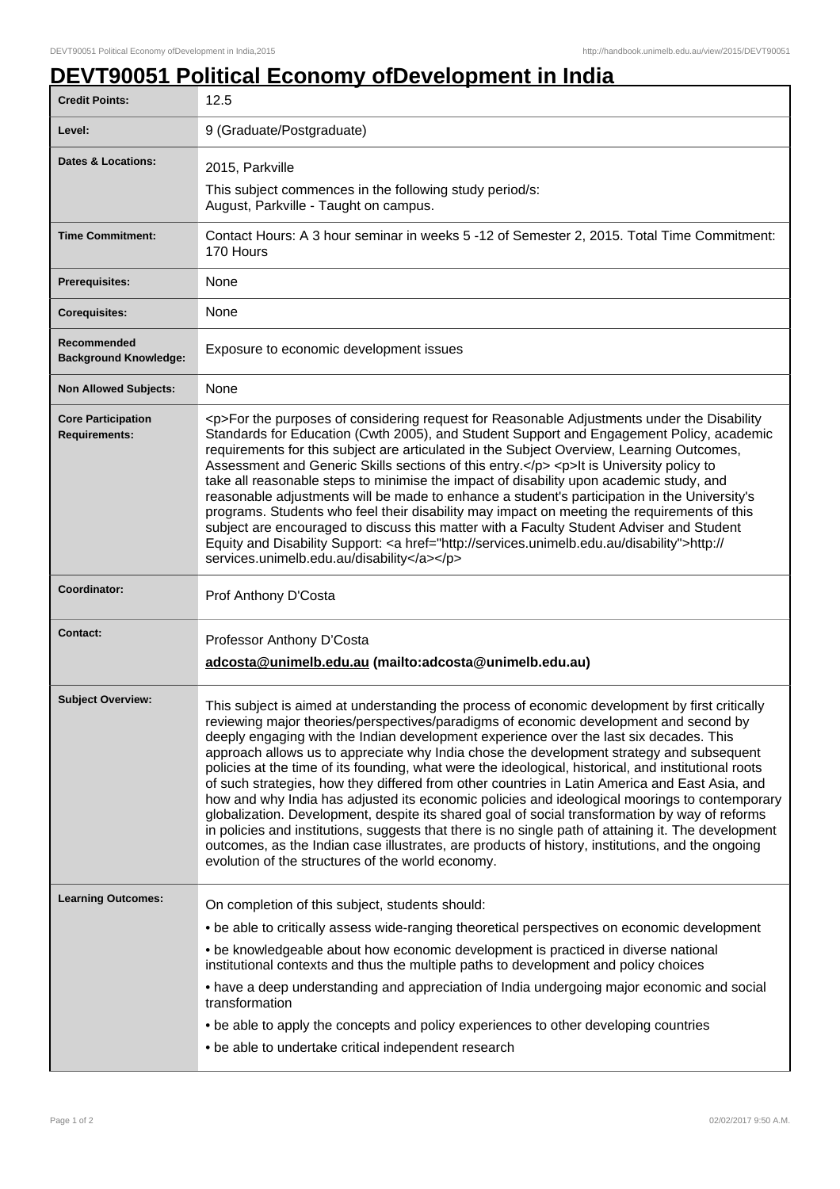# DEVT90051 Political Economy ofDevelopment in India

| | |
|---|---|
| **Credit Points:** | 12.5 |
| **Level:** | 9 (Graduate/Postgraduate) |
| **Dates & Locations:** | 2015, Parkville<br>This subject commences in the following study period/s:<br>August, Parkville - Taught on campus. |
| **Time Commitment:** | Contact Hours: A 3 hour seminar in weeks 5 -12 of Semester 2, 2015. Total Time Commitment: 170 Hours |
| **Prerequisites:** | None |
| **Corequisites:** | None |
| **Recommended Background Knowledge:** | Exposure to economic development issues |
| **Non Allowed Subjects:** | None |
| **Core Participation Requirements:** | <p>For the purposes of considering request for Reasonable Adjustments under the Disability Standards for Education (Cwth 2005), and Student Support and Engagement Policy, academic requirements for this subject are articulated in the Subject Overview, Learning Outcomes, Assessment and Generic Skills sections of this entry.</p> <p>It is University policy to take all reasonable steps to minimise the impact of disability upon academic study, and reasonable adjustments will be made to enhance a student's participation in the University's programs. Students who feel their disability may impact on meeting the requirements of this subject are encouraged to discuss this matter with a Faculty Student Adviser and Student Equity and Disability Support: <a href="http://services.unimelb.edu.au/disability">http://services.unimelb.edu.au/disability</a></p> |
| **Coordinator:** | Prof Anthony D'Costa |
| **Contact:** | Professor Anthony D'Costa<br>**adcosta@unimelb.edu.au (mailto:adcosta@unimelb.edu.au)** |
| **Subject Overview:** | This subject is aimed at understanding the process of economic development by first critically reviewing major theories/perspectives/paradigms of economic development and second by deeply engaging with the Indian development experience over the last six decades. This approach allows us to appreciate why India chose the development strategy and subsequent policies at the time of its founding, what were the ideological, historical, and institutional roots of such strategies, how they differed from other countries in Latin America and East Asia, and how and why India has adjusted its economic policies and ideological moorings to contemporary globalization. Development, despite its shared goal of social transformation by way of reforms in policies and institutions, suggests that there is no single path of attaining it. The development outcomes, as the Indian case illustrates, are products of history, institutions, and the ongoing evolution of the structures of the world economy. |
| **Learning Outcomes:** | On completion of this subject, students should:<br>• be able to critically assess wide-ranging theoretical perspectives on economic development<br>• be knowledgeable about how economic development is practiced in diverse national institutional contexts and thus the multiple paths to development and policy choices<br>• have a deep understanding and appreciation of India undergoing major economic and social transformation<br>• be able to apply the concepts and policy experiences to other developing countries<br>• be able to undertake critical independent research |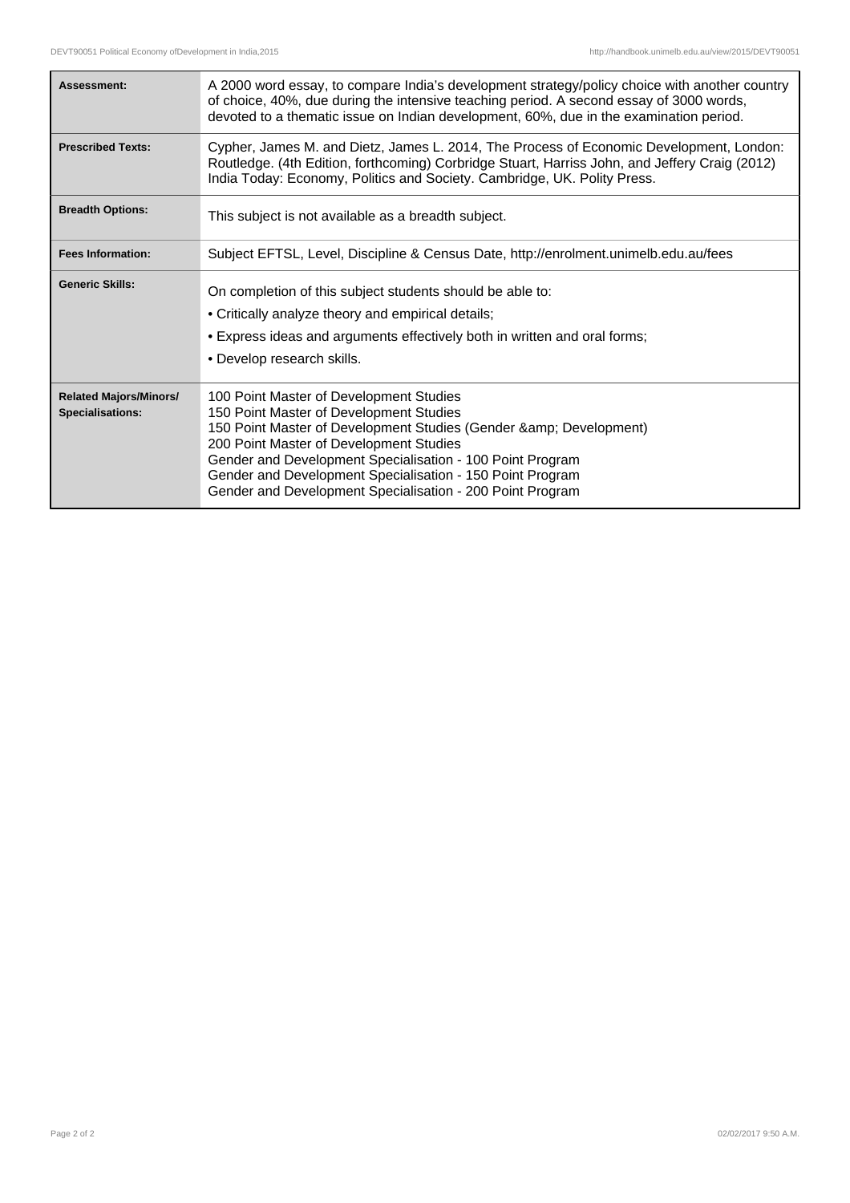| | |
|---|---|
| **Assessment:** | A 2000 word essay, to compare India's development strategy/policy choice with another country of choice, 40%, due during the intensive teaching period. A second essay of 3000 words, devoted to a thematic issue on Indian development, 60%, due in the examination period. |
| **Prescribed Texts:** | Cypher, James M. and Dietz, James L. 2014, The Process of Economic Development, London: Routledge. (4th Edition, forthcoming) Corbridge Stuart, Harriss John, and Jeffery Craig (2012) India Today: Economy, Politics and Society. Cambridge, UK. Polity Press. |
| **Breadth Options:** | This subject is not available as a breadth subject. |
| **Fees Information:** | Subject EFTSL, Level, Discipline & Census Date, http://enrolment.unimelb.edu.au/fees |
| **Generic Skills:** | On completion of this subject students should be able to:<br>• Critically analyze theory and empirical details;<br>• Express ideas and arguments effectively both in written and oral forms;<br>• Develop research skills. |
| **Related Majors/Minors/ Specialisations:** | 100 Point Master of Development Studies<br>150 Point Master of Development Studies<br>150 Point Master of Development Studies (Gender &amp; Development)<br>200 Point Master of Development Studies<br>Gender and Development Specialisation - 100 Point Program<br>Gender and Development Specialisation - 150 Point Program<br>Gender and Development Specialisation - 200 Point Program |